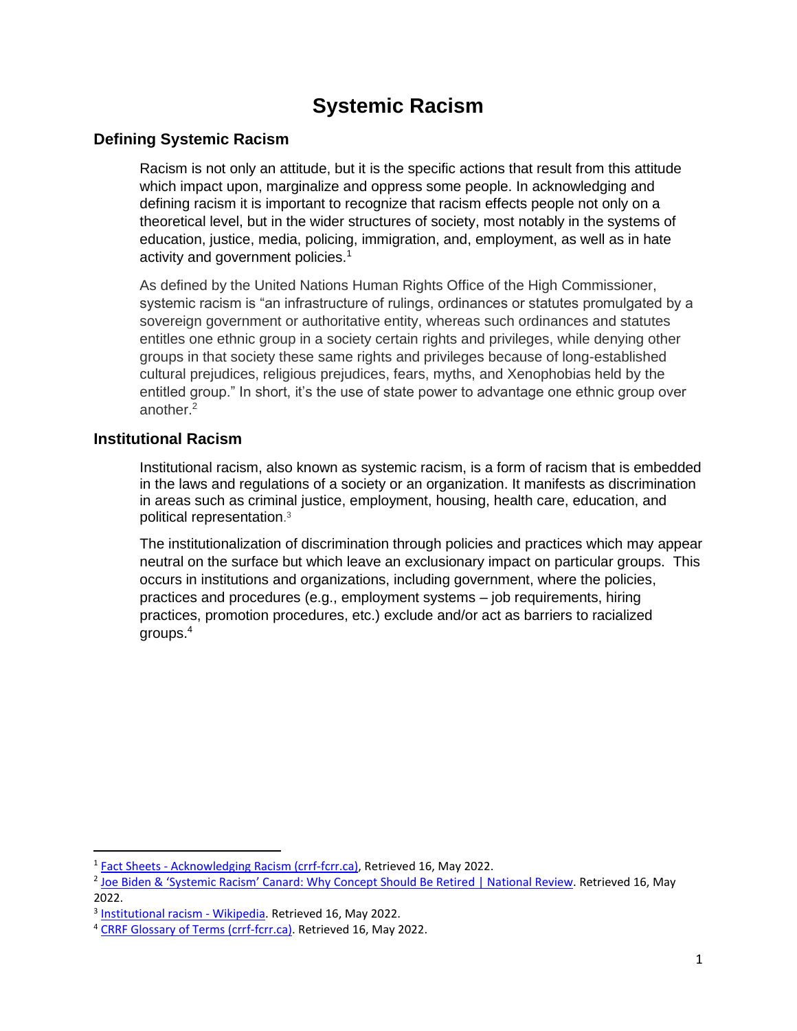# Systemic Racism

## Defining Systemic Racism

Racism is not only an attitude, but it is the specific actions that result from this attitude which impact upon, marginalize and oppress some people. In acknowledging and defining racism it is important to recognize that racism effects people not only on a theoretical level, but in the wider structures of society, most notably in the systems of education, justice, media, policing, immigration, and, employment, as well as in hate activity and government policies.[1]

As defined by the United Nations Human Rights Office of the High Commissioner, systemic racism is "an infrastructure of rulings, ordinances or statutes promulgated by a sovereign government or authoritative entity, whereas such ordinances and statutes entitles one ethnic group in a society certain rights and privileges, while denying other groups in that society these same rights and privileges because of long-established cultural prejudices, religious prejudices, fears, myths, and Xenophobias held by the entitled group." In short, it's the use of state power to advantage one ethnic group over another.[2]

## Institutional Racism

Institutional racism, also known as systemic racism, is a form of racism that is embedded in the laws and regulations of a society or an organization. It manifests as discrimination in areas such as criminal justice, employment, housing, health care, education, and political representation.[3]

The institutionalization of discrimination through policies and practices which may appear neutral on the surface but which leave an exclusionary impact on particular groups. This occurs in institutions and organizations, including government, where the policies, practices and procedures (e.g., employment systems – job requirements, hiring practices, promotion procedures, etc.) exclude and/or act as barriers to racialized groups.[4]

---

[1] Fact Sheets - Acknowledging Racism (crrf-fcrr.ca), Retrieved 16, May 2022.

[2] Joe Biden & 'Systemic Racism' Canard: Why Concept Should Be Retired | National Review. Retrieved 16, May 2022.

[3] Institutional racism - Wikipedia. Retrieved 16, May 2022.

[4] CRRF Glossary of Terms (crrf-fcrr.ca). Retrieved 16, May 2022.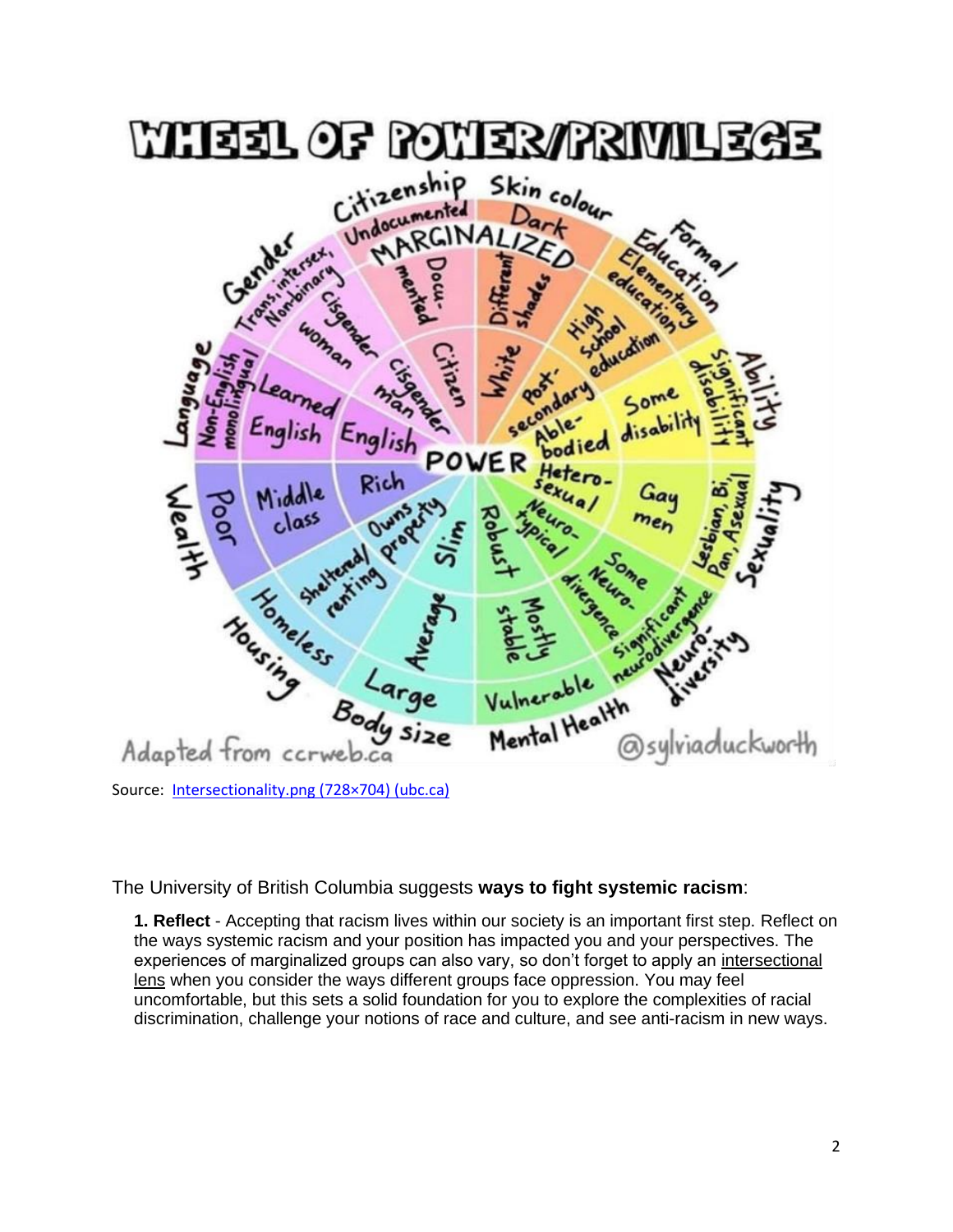# WHEEL OF POWER/PRIVILEGE

Citizenship: Undocumented, Documented, Citizen
Skin colour: Dark, Different shades, White
Formal Education: Elementary education, High school education, Post-secondary
Ability: Significant disability, Some disability, Able-bodied
Sexuality: Lesbian, Bi, Pan, Asexual, Gay men, Hetero-sexual
Neuro-diversity: Significant neurodivergence, Some Neuro-divergence, Neuro-typical
Mental Health: Vulnerable, Mostly stable, Robust
Body size: Large, Average, Slim
Housing: Homeless, Sheltered/renting, Owns property
Wealth: Poor, Middle class, Rich
Language: Non-English monolingual, Learned English, English
Gender: Trans, intersex, Non-binary, Cisgender woman, Cisgender man

MARGINALIZED

POWER

Adapted from ccrweb.ca

@sylviaduckworth

Source: Intersectionality.png (728×704) (ubc.ca)

The University of British Columbia suggests **ways to fight systemic racism**:

**1. Reflect** - Accepting that racism lives within our society is an important first step. Reflect on the ways systemic racism and your position has impacted you and your perspectives. The experiences of marginalized groups can also vary, so don't forget to apply an intersectional lens when you consider the ways different groups face oppression. You may feel uncomfortable, but this sets a solid foundation for you to explore the complexities of racial discrimination, challenge your notions of race and culture, and see anti-racism in new ways.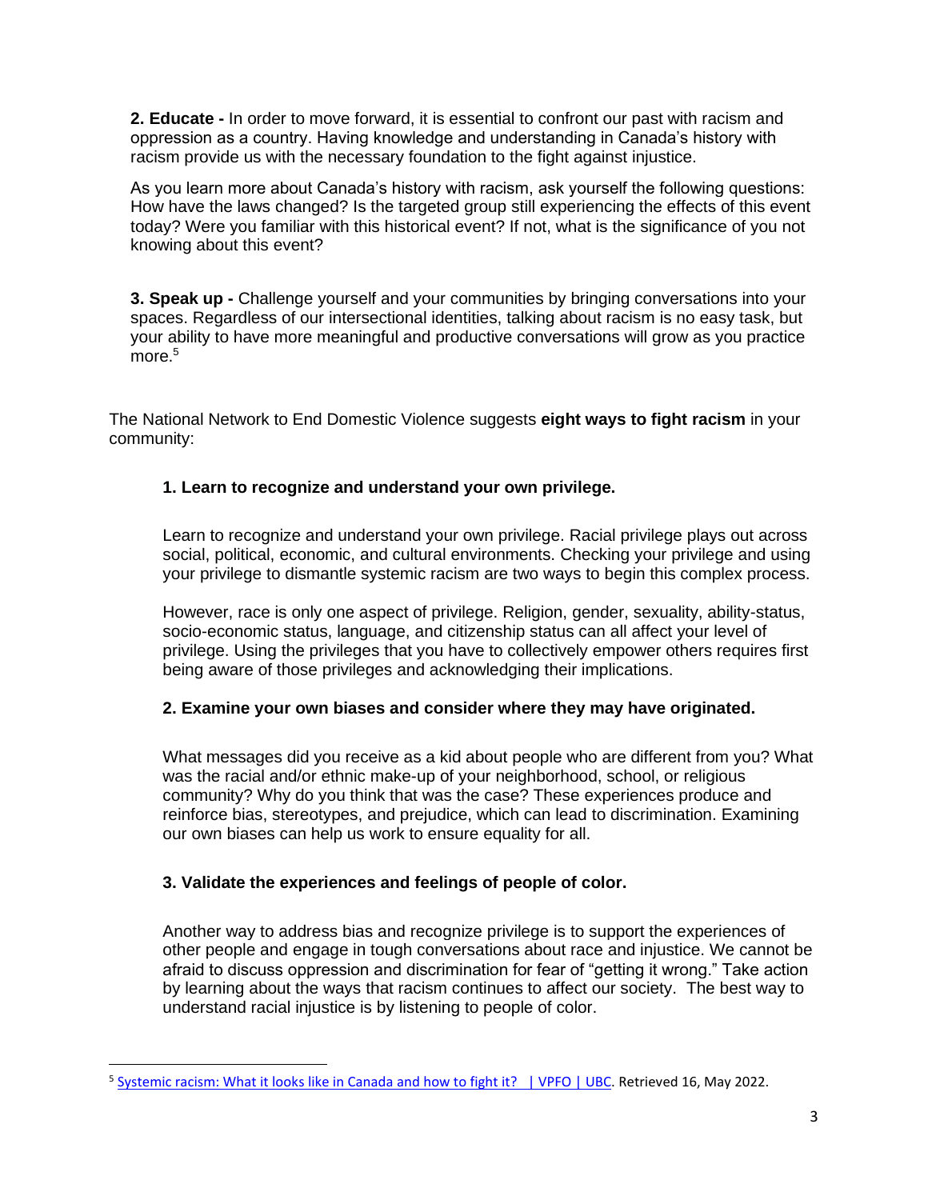**2. Educate -** In order to move forward, it is essential to confront our past with racism and oppression as a country. Having knowledge and understanding in Canada's history with racism provide us with the necessary foundation to the fight against injustice.

As you learn more about Canada's history with racism, ask yourself the following questions: How have the laws changed? Is the targeted group still experiencing the effects of this event today? Were you familiar with this historical event? If not, what is the significance of you not knowing about this event?

**3. Speak up -** Challenge yourself and your communities by bringing conversations into your spaces. Regardless of our intersectional identities, talking about racism is no easy task, but your ability to have more meaningful and productive conversations will grow as you practice more.[5]

The National Network to End Domestic Violence suggests **eight ways to fight racism** in your community:

**1. Learn to recognize and understand your own privilege.**

Learn to recognize and understand your own privilege. Racial privilege plays out across social, political, economic, and cultural environments. Checking your privilege and using your privilege to dismantle systemic racism are two ways to begin this complex process.

However, race is only one aspect of privilege. Religion, gender, sexuality, ability-status, socio-economic status, language, and citizenship status can all affect your level of privilege. Using the privileges that you have to collectively empower others requires first being aware of those privileges and acknowledging their implications.

**2. Examine your own biases and consider where they may have originated.**

What messages did you receive as a kid about people who are different from you? What was the racial and/or ethnic make-up of your neighborhood, school, or religious community? Why do you think that was the case? These experiences produce and reinforce bias, stereotypes, and prejudice, which can lead to discrimination. Examining our own biases can help us work to ensure equality for all.

**3. Validate the experiences and feelings of people of color.**

Another way to address bias and recognize privilege is to support the experiences of other people and engage in tough conversations about race and injustice. We cannot be afraid to discuss oppression and discrimination for fear of "getting it wrong." Take action by learning about the ways that racism continues to affect our society. The best way to understand racial injustice is by listening to people of color.

---

[5] Systemic racism: What it looks like in Canada and how to fight it? | VPFO | UBC. Retrieved 16, May 2022.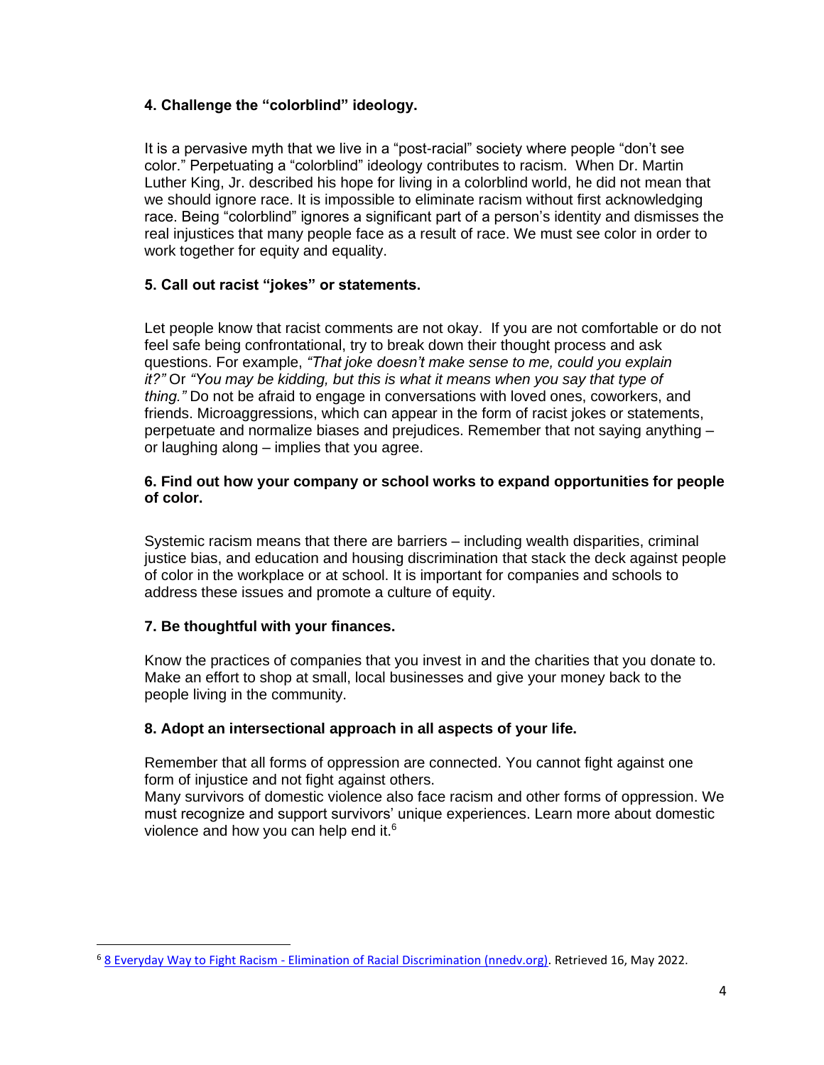**4. Challenge the "colorblind" ideology.**

It is a pervasive myth that we live in a "post-racial" society where people "don't see color." Perpetuating a "colorblind" ideology contributes to racism. When Dr. Martin Luther King, Jr. described his hope for living in a colorblind world, he did not mean that we should ignore race. It is impossible to eliminate racism without first acknowledging race. Being "colorblind" ignores a significant part of a person's identity and dismisses the real injustices that many people face as a result of race. We must see color in order to work together for equity and equality.

**5. Call out racist "jokes" or statements.**

Let people know that racist comments are not okay. If you are not comfortable or do not feel safe being confrontational, try to break down their thought process and ask questions. For example, *"That joke doesn't make sense to me, could you explain it?"* Or *"You may be kidding, but this is what it means when you say that type of thing."* Do not be afraid to engage in conversations with loved ones, coworkers, and friends. Microaggressions, which can appear in the form of racist jokes or statements, perpetuate and normalize biases and prejudices. Remember that not saying anything – or laughing along – implies that you agree.

**6. Find out how your company or school works to expand opportunities for people of color.**

Systemic racism means that there are barriers – including wealth disparities, criminal justice bias, and education and housing discrimination that stack the deck against people of color in the workplace or at school. It is important for companies and schools to address these issues and promote a culture of equity.

**7. Be thoughtful with your finances.**

Know the practices of companies that you invest in and the charities that you donate to. Make an effort to shop at small, local businesses and give your money back to the people living in the community.

**8. Adopt an intersectional approach in all aspects of your life.**

Remember that all forms of oppression are connected. You cannot fight against one form of injustice and not fight against others.
Many survivors of domestic violence also face racism and other forms of oppression. We must recognize and support survivors' unique experiences. Learn more about domestic violence and how you can help end it.[6]

---

[6] 8 Everyday Way to Fight Racism - Elimination of Racial Discrimination (nnedv.org). Retrieved 16, May 2022.